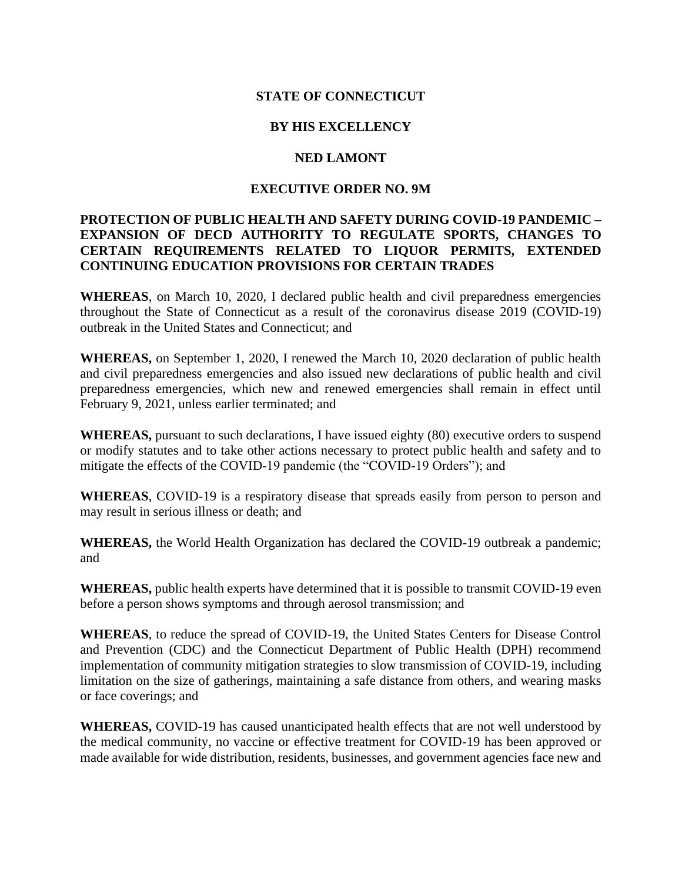**STATE OF CONNECTICUT**

**BY HIS EXCELLENCY**

**NED LAMONT**

**EXECUTIVE ORDER NO. 9M**

**PROTECTION OF PUBLIC HEALTH AND SAFETY DURING COVID-19 PANDEMIC – EXPANSION OF DECD AUTHORITY TO REGULATE SPORTS, CHANGES TO CERTAIN REQUIREMENTS RELATED TO LIQUOR PERMITS, EXTENDED CONTINUING EDUCATION PROVISIONS FOR CERTAIN TRADES**

**WHEREAS**, on March 10, 2020, I declared public health and civil preparedness emergencies throughout the State of Connecticut as a result of the coronavirus disease 2019 (COVID-19) outbreak in the United States and Connecticut; and

**WHEREAS,** on September 1, 2020, I renewed the March 10, 2020 declaration of public health and civil preparedness emergencies and also issued new declarations of public health and civil preparedness emergencies, which new and renewed emergencies shall remain in effect until February 9, 2021, unless earlier terminated; and

**WHEREAS,** pursuant to such declarations, I have issued eighty (80) executive orders to suspend or modify statutes and to take other actions necessary to protect public health and safety and to mitigate the effects of the COVID-19 pandemic (the "COVID-19 Orders"); and

**WHEREAS**, COVID-19 is a respiratory disease that spreads easily from person to person and may result in serious illness or death; and

**WHEREAS,** the World Health Organization has declared the COVID-19 outbreak a pandemic; and

**WHEREAS,** public health experts have determined that it is possible to transmit COVID-19 even before a person shows symptoms and through aerosol transmission; and

**WHEREAS**, to reduce the spread of COVID-19, the United States Centers for Disease Control and Prevention (CDC) and the Connecticut Department of Public Health (DPH) recommend implementation of community mitigation strategies to slow transmission of COVID-19, including limitation on the size of gatherings, maintaining a safe distance from others, and wearing masks or face coverings; and

**WHEREAS,** COVID-19 has caused unanticipated health effects that are not well understood by the medical community, no vaccine or effective treatment for COVID-19 has been approved or made available for wide distribution, residents, businesses, and government agencies face new and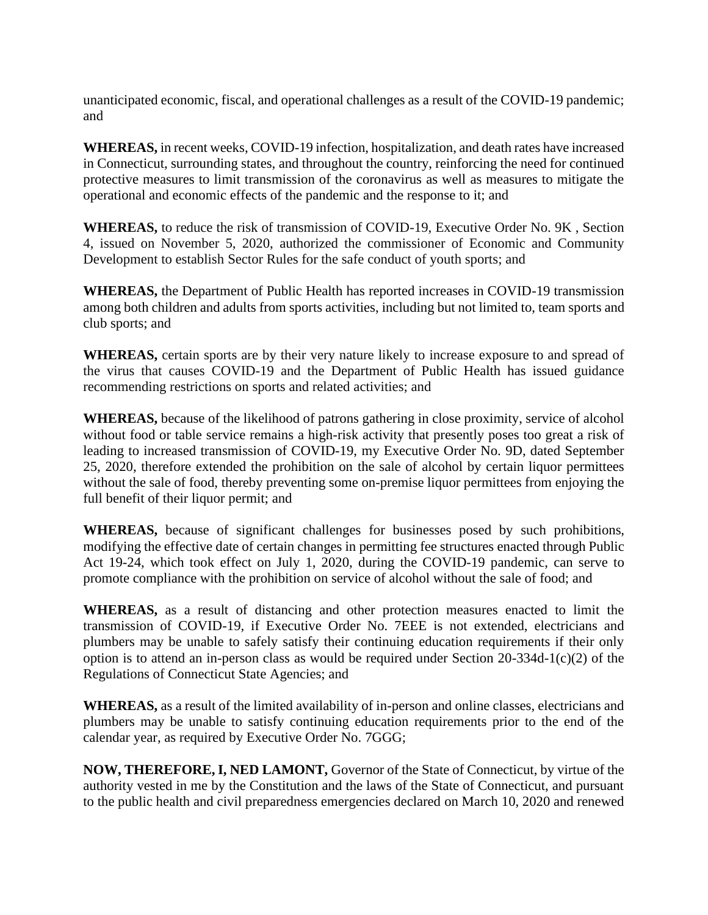unanticipated economic, fiscal, and operational challenges as a result of the COVID-19 pandemic; and

**WHEREAS,** in recent weeks, COVID-19 infection, hospitalization, and death rates have increased in Connecticut, surrounding states, and throughout the country, reinforcing the need for continued protective measures to limit transmission of the coronavirus as well as measures to mitigate the operational and economic effects of the pandemic and the response to it; and

**WHEREAS,** to reduce the risk of transmission of COVID-19, Executive Order No. 9K , Section 4, issued on November 5, 2020, authorized the commissioner of Economic and Community Development to establish Sector Rules for the safe conduct of youth sports; and

**WHEREAS,** the Department of Public Health has reported increases in COVID-19 transmission among both children and adults from sports activities, including but not limited to, team sports and club sports; and

**WHEREAS,** certain sports are by their very nature likely to increase exposure to and spread of the virus that causes COVID-19 and the Department of Public Health has issued guidance recommending restrictions on sports and related activities; and

**WHEREAS,** because of the likelihood of patrons gathering in close proximity, service of alcohol without food or table service remains a high-risk activity that presently poses too great a risk of leading to increased transmission of COVID-19, my Executive Order No. 9D, dated September 25, 2020, therefore extended the prohibition on the sale of alcohol by certain liquor permittees without the sale of food, thereby preventing some on-premise liquor permittees from enjoying the full benefit of their liquor permit; and

**WHEREAS,** because of significant challenges for businesses posed by such prohibitions, modifying the effective date of certain changes in permitting fee structures enacted through Public Act 19-24, which took effect on July 1, 2020, during the COVID-19 pandemic, can serve to promote compliance with the prohibition on service of alcohol without the sale of food; and

**WHEREAS,** as a result of distancing and other protection measures enacted to limit the transmission of COVID-19, if Executive Order No. 7EEE is not extended, electricians and plumbers may be unable to safely satisfy their continuing education requirements if their only option is to attend an in-person class as would be required under Section 20-334d-1(c)(2) of the Regulations of Connecticut State Agencies; and

**WHEREAS,** as a result of the limited availability of in-person and online classes, electricians and plumbers may be unable to satisfy continuing education requirements prior to the end of the calendar year, as required by Executive Order No. 7GGG;

**NOW, THEREFORE, I, NED LAMONT,** Governor of the State of Connecticut, by virtue of the authority vested in me by the Constitution and the laws of the State of Connecticut, and pursuant to the public health and civil preparedness emergencies declared on March 10, 2020 and renewed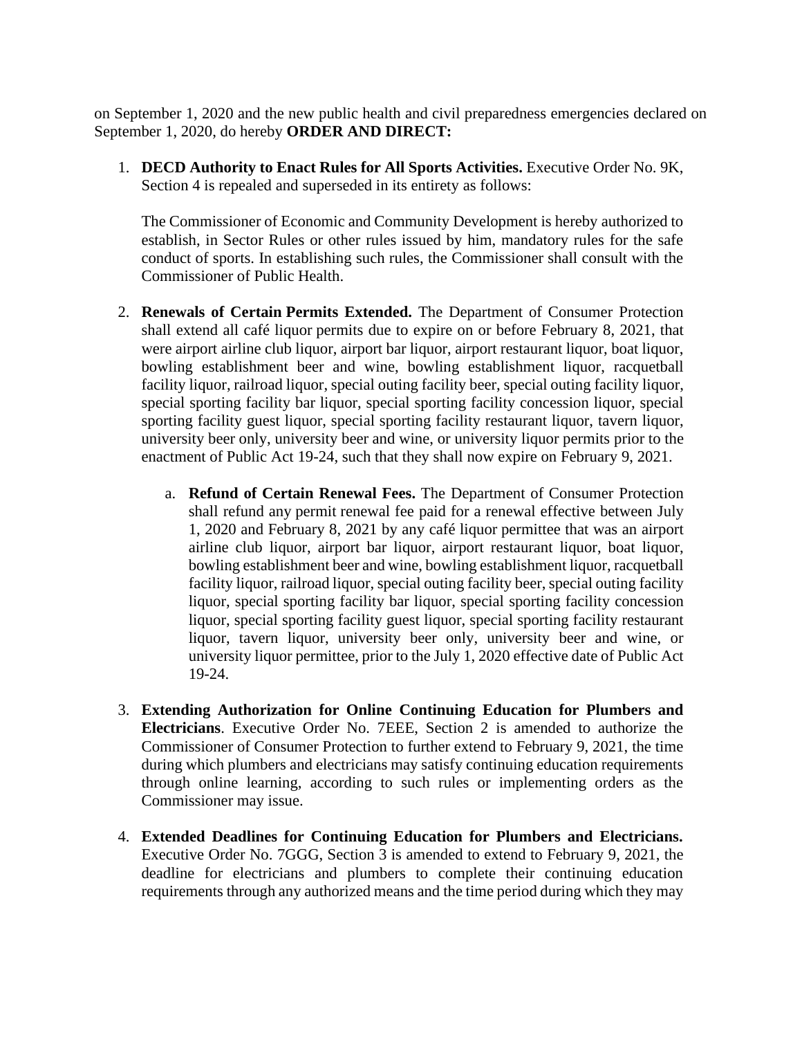on September 1, 2020 and the new public health and civil preparedness emergencies declared on September 1, 2020, do hereby **ORDER AND DIRECT:**

1. **DECD Authority to Enact Rules for All Sports Activities.** Executive Order No. 9K, Section 4 is repealed and superseded in its entirety as follows:

   The Commissioner of Economic and Community Development is hereby authorized to establish, in Sector Rules or other rules issued by him, mandatory rules for the safe conduct of sports. In establishing such rules, the Commissioner shall consult with the Commissioner of Public Health.

2. **Renewals of Certain Permits Extended.** The Department of Consumer Protection shall extend all café liquor permits due to expire on or before February 8, 2021, that were airport airline club liquor, airport bar liquor, airport restaurant liquor, boat liquor, bowling establishment beer and wine, bowling establishment liquor, racquetball facility liquor, railroad liquor, special outing facility beer, special outing facility liquor, special sporting facility bar liquor, special sporting facility concession liquor, special sporting facility guest liquor, special sporting facility restaurant liquor, tavern liquor, university beer only, university beer and wine, or university liquor permits prior to the enactment of Public Act 19-24, such that they shall now expire on February 9, 2021.

   a. **Refund of Certain Renewal Fees.** The Department of Consumer Protection shall refund any permit renewal fee paid for a renewal effective between July 1, 2020 and February 8, 2021 by any café liquor permittee that was an airport airline club liquor, airport bar liquor, airport restaurant liquor, boat liquor, bowling establishment beer and wine, bowling establishment liquor, racquetball facility liquor, railroad liquor, special outing facility beer, special outing facility liquor, special sporting facility bar liquor, special sporting facility concession liquor, special sporting facility guest liquor, special sporting facility restaurant liquor, tavern liquor, university beer only, university beer and wine, or university liquor permittee, prior to the July 1, 2020 effective date of Public Act 19-24.

3. **Extending Authorization for Online Continuing Education for Plumbers and Electricians**. Executive Order No. 7EEE, Section 2 is amended to authorize the Commissioner of Consumer Protection to further extend to February 9, 2021, the time during which plumbers and electricians may satisfy continuing education requirements through online learning, according to such rules or implementing orders as the Commissioner may issue.

4. **Extended Deadlines for Continuing Education for Plumbers and Electricians.** Executive Order No. 7GGG, Section 3 is amended to extend to February 9, 2021, the deadline for electricians and plumbers to complete their continuing education requirements through any authorized means and the time period during which they may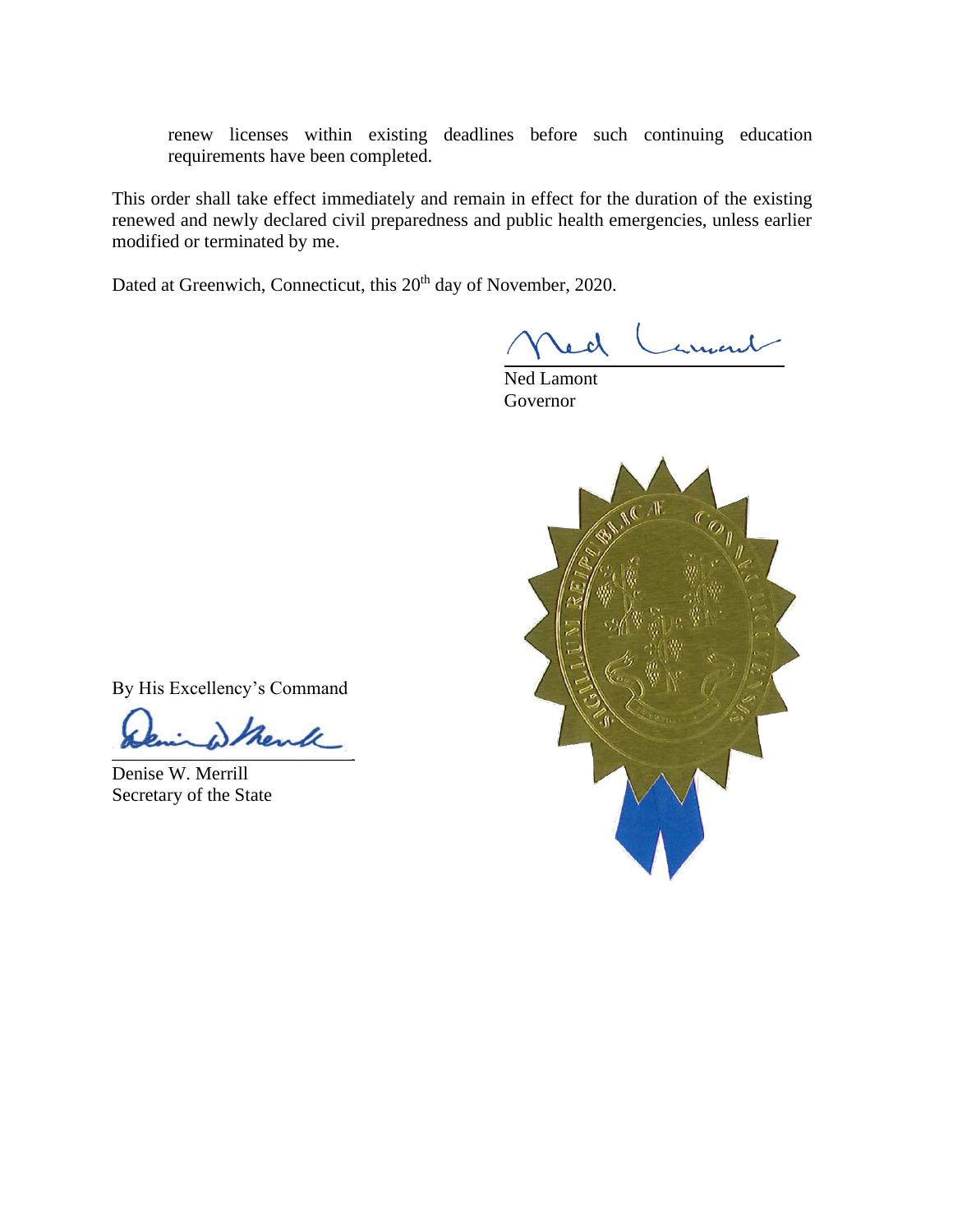renew licenses within existing deadlines before such continuing education requirements have been completed.

This order shall take effect immediately and remain in effect for the duration of the existing renewed and newly declared civil preparedness and public health emergencies, unless earlier modified or terminated by me.

Dated at Greenwich, Connecticut, this 20th day of November, 2020.

Ned Lamont
Governor

By His Excellency's Command

Denise W. Merrill
Secretary of the State